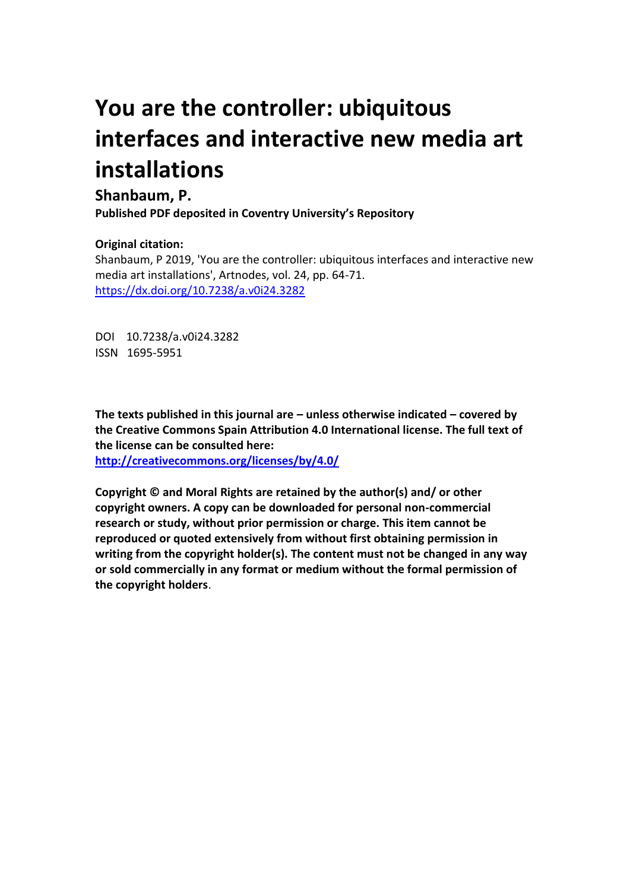# You are the controller: ubiquitous interfaces and interactive new media art installations

**Shanbaum, P.**

**Published PDF deposited in Coventry University's Repository**

**Original citation:**

Shanbaum, P 2019, 'You are the controller: ubiquitous interfaces and interactive new media art installations', Artnodes, vol. 24, pp. 64-71.
https://dx.doi.org/10.7238/a.v0i24.3282

DOI 10.7238/a.v0i24.3282
ISSN 1695-5951

**The texts published in this journal are – unless otherwise indicated – covered by the Creative Commons Spain Attribution 4.0 International license. The full text of the license can be consulted here:**
**http://creativecommons.org/licenses/by/4.0/**

**Copyright © and Moral Rights are retained by the author(s) and/ or other copyright owners. A copy can be downloaded for personal non-commercial research or study, without prior permission or charge. This item cannot be reproduced or quoted extensively from without first obtaining permission in writing from the copyright holder(s). The content must not be changed in any way or sold commercially in any format or medium without the formal permission of the copyright holders**.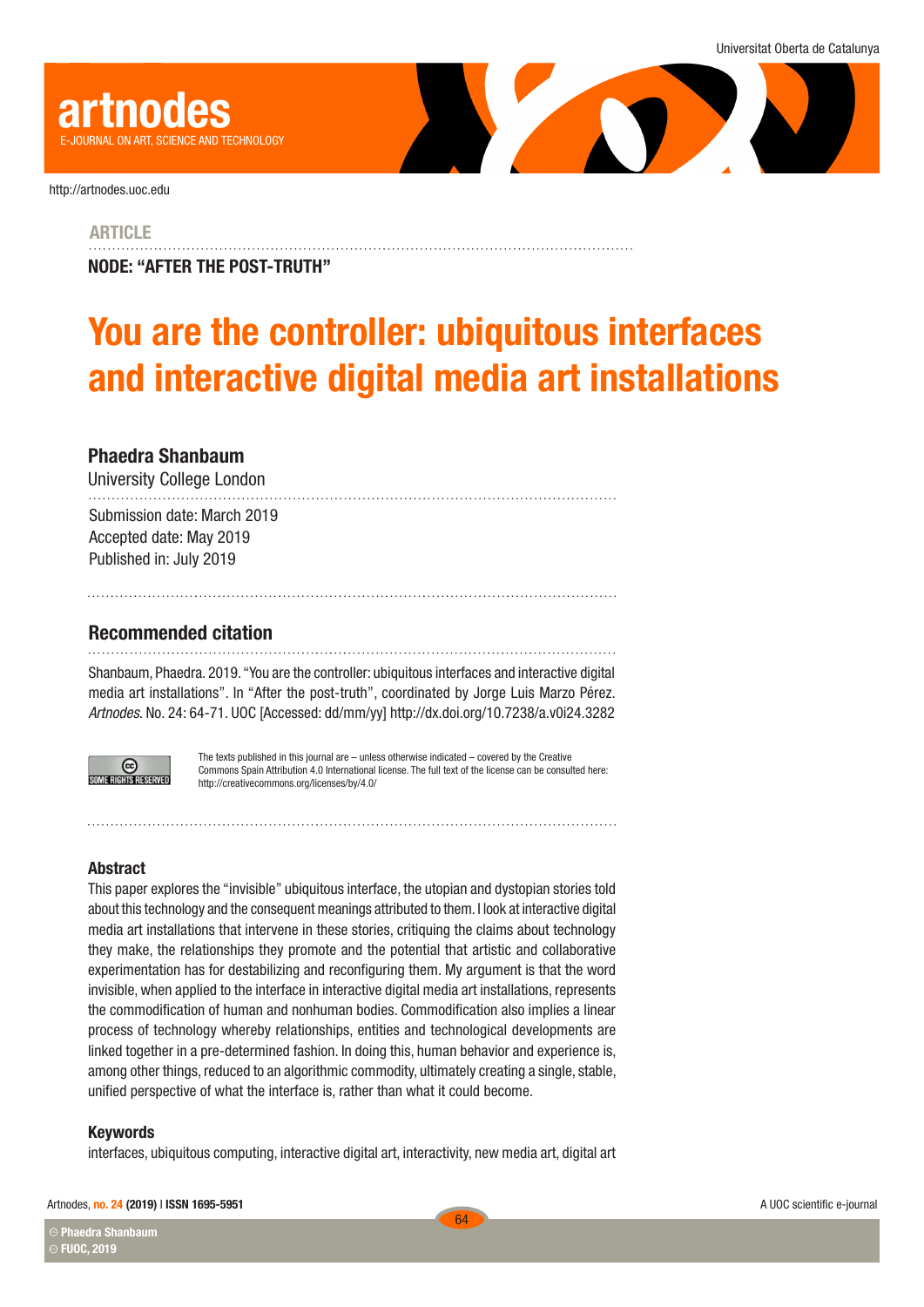**ARTICLE**

**NODE: "AFTER THE POST-TRUTH"**

# You are the controller: ubiquitous interfaces and interactive digital media art installations

**Phaedra Shanbaum**
University College London

Submission date: March 2019
Accepted date: May 2019
Published in: July 2019

## Recommended citation

Shanbaum, Phaedra. 2019. "You are the controller: ubiquitous interfaces and interactive digital media art installations". In "After the post-truth", coordinated by Jorge Luis Marzo Pérez. *Artnodes*. No. 24: 64-71. UOC [Accessed: dd/mm/yy] http://dx.doi.org/10.7238/a.v0i24.3282

The texts published in this journal are – unless otherwise indicated – covered by the Creative Commons Spain Attribution 4.0 International license. The full text of the license can be consulted here: http://creativecommons.org/licenses/by/4.0/

### Abstract

This paper explores the "invisible" ubiquitous interface, the utopian and dystopian stories told about this technology and the consequent meanings attributed to them. I look at interactive digital media art installations that intervene in these stories, critiquing the claims about technology they make, the relationships they promote and the potential that artistic and collaborative experimentation has for destabilizing and reconfiguring them. My argument is that the word invisible, when applied to the interface in interactive digital media art installations, represents the commodification of human and nonhuman bodies. Commodification also implies a linear process of technology whereby relationships, entities and technological developments are linked together in a pre-determined fashion. In doing this, human behavior and experience is, among other things, reduced to an algorithmic commodity, ultimately creating a single, stable, unified perspective of what the interface is, rather than what it could become.

### Keywords

interfaces, ubiquitous computing, interactive digital art, interactivity, new media art, digital art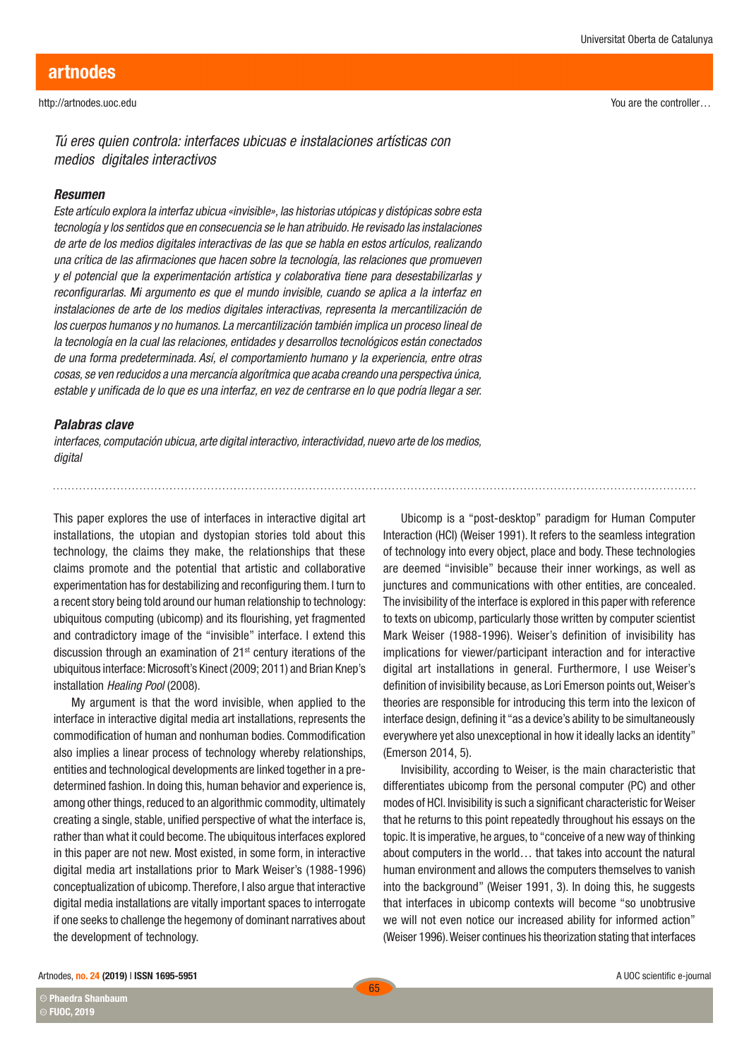*Tú eres quien controla: interfaces ubicuas e instalaciones artísticas con medios digitales interactivos*

***Resumen***

*Este artículo explora la interfaz ubicua «invisible», las historias utópicas y distópicas sobre esta tecnología y los sentidos que en consecuencia se le han atribuido. He revisado las instalaciones de arte de los medios digitales interactivas de las que se habla en estos artículos, realizando una crítica de las afirmaciones que hacen sobre la tecnología, las relaciones que promueven y el potencial que la experimentación artística y colaborativa tiene para desestabilizarlas y reconfigurarlas. Mi argumento es que el mundo invisible, cuando se aplica a la interfaz en instalaciones de arte de los medios digitales interactivas, representa la mercantilización de los cuerpos humanos y no humanos. La mercantilización también implica un proceso lineal de la tecnología en la cual las relaciones, entidades y desarrollos tecnológicos están conectados de una forma predeterminada. Así, el comportamiento humano y la experiencia, entre otras cosas, se ven reducidos a una mercancía algorítmica que acaba creando una perspectiva única, estable y unificada de lo que es una interfaz, en vez de centrarse en lo que podría llegar a ser.*

***Palabras clave***

*interfaces, computación ubicua, arte digital interactivo, interactividad, nuevo arte de los medios, digital*

This paper explores the use of interfaces in interactive digital art installations, the utopian and dystopian stories told about this technology, the claims they make, the relationships that these claims promote and the potential that artistic and collaborative experimentation has for destabilizing and reconfiguring them. I turn to a recent story being told around our human relationship to technology: ubiquitous computing (ubicomp) and its flourishing, yet fragmented and contradictory image of the "invisible" interface. I extend this discussion through an examination of 21st century iterations of the ubiquitous interface: Microsoft's Kinect (2009; 2011) and Brian Knep's installation *Healing Pool* (2008).

My argument is that the word invisible, when applied to the interface in interactive digital media art installations, represents the commodification of human and nonhuman bodies. Commodification also implies a linear process of technology whereby relationships, entities and technological developments are linked together in a pre-determined fashion. In doing this, human behavior and experience is, among other things, reduced to an algorithmic commodity, ultimately creating a single, stable, unified perspective of what the interface is, rather than what it could become. The ubiquitous interfaces explored in this paper are not new. Most existed, in some form, in interactive digital media art installations prior to Mark Weiser's (1988-1996) conceptualization of ubicomp. Therefore, I also argue that interactive digital media installations are vitally important spaces to interrogate if one seeks to challenge the hegemony of dominant narratives about the development of technology.

Ubicomp is a "post-desktop" paradigm for Human Computer Interaction (HCI) (Weiser 1991). It refers to the seamless integration of technology into every object, place and body. These technologies are deemed "invisible" because their inner workings, as well as junctures and communications with other entities, are concealed. The invisibility of the interface is explored in this paper with reference to texts on ubicomp, particularly those written by computer scientist Mark Weiser (1988-1996). Weiser's definition of invisibility has implications for viewer/participant interaction and for interactive digital art installations in general. Furthermore, I use Weiser's definition of invisibility because, as Lori Emerson points out, Weiser's theories are responsible for introducing this term into the lexicon of interface design, defining it "as a device's ability to be simultaneously everywhere yet also unexceptional in how it ideally lacks an identity" (Emerson 2014, 5).

Invisibility, according to Weiser, is the main characteristic that differentiates ubicomp from the personal computer (PC) and other modes of HCI. Invisibility is such a significant characteristic for Weiser that he returns to this point repeatedly throughout his essays on the topic. It is imperative, he argues, to "conceive of a new way of thinking about computers in the world… that takes into account the natural human environment and allows the computers themselves to vanish into the background" (Weiser 1991, 3). In doing this, he suggests that interfaces in ubicomp contexts will become "so unobtrusive we will not even notice our increased ability for informed action" (Weiser 1996). Weiser continues his theorization stating that interfaces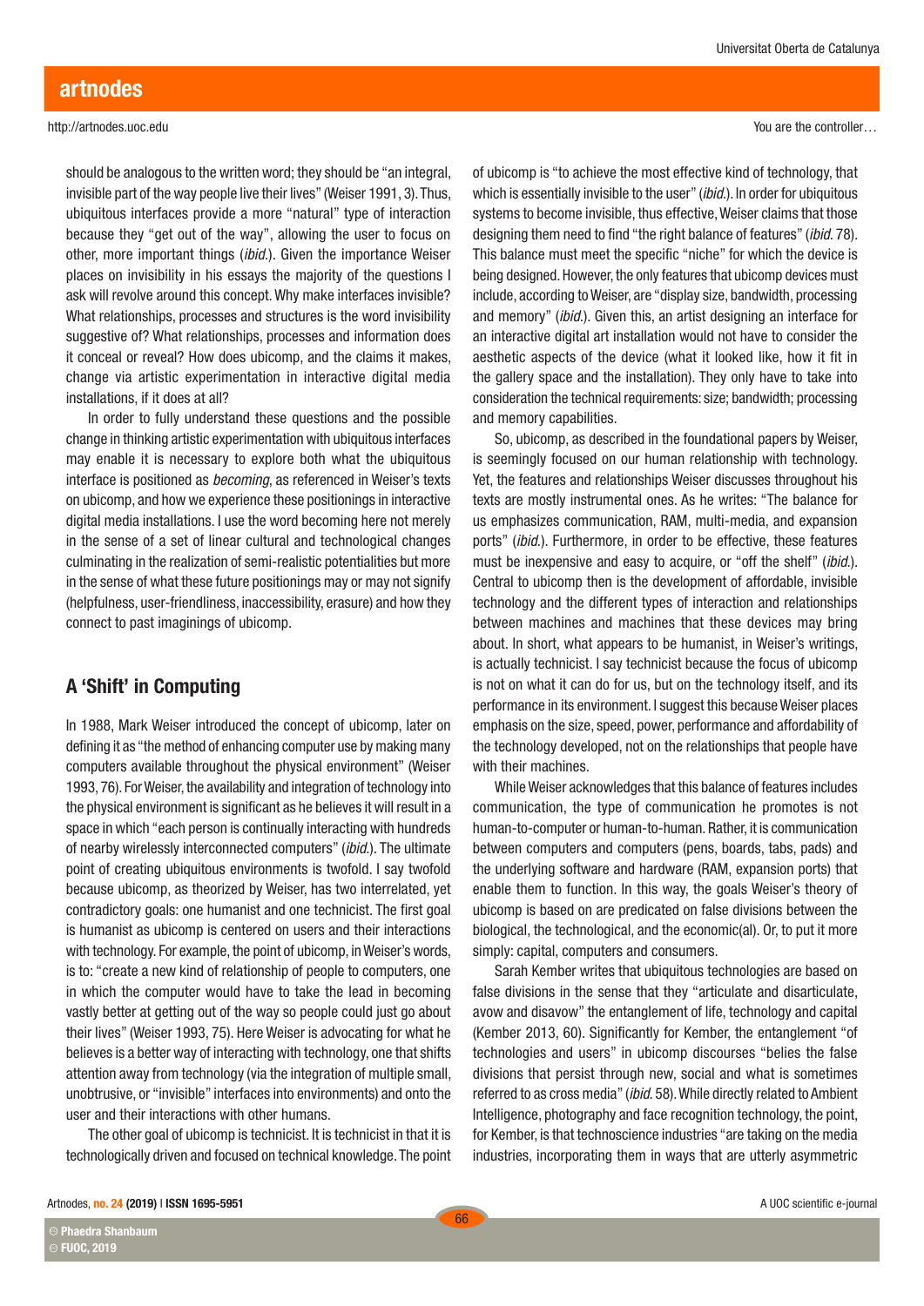should be analogous to the written word; they should be "an integral, invisible part of the way people live their lives" (Weiser 1991, 3). Thus, ubiquitous interfaces provide a more "natural" type of interaction because they "get out of the way", allowing the user to focus on other, more important things (*ibid.*). Given the importance Weiser places on invisibility in his essays the majority of the questions I ask will revolve around this concept. Why make interfaces invisible? What relationships, processes and structures is the word invisibility suggestive of? What relationships, processes and information does it conceal or reveal? How does ubicomp, and the claims it makes, change via artistic experimentation in interactive digital media installations, if it does at all?

In order to fully understand these questions and the possible change in thinking artistic experimentation with ubiquitous interfaces may enable it is necessary to explore both what the ubiquitous interface is positioned as *becoming*, as referenced in Weiser's texts on ubicomp, and how we experience these positionings in interactive digital media installations. I use the word becoming here not merely in the sense of a set of linear cultural and technological changes culminating in the realization of semi-realistic potentialities but more in the sense of what these future positionings may or may not signify (helpfulness, user-friendliness, inaccessibility, erasure) and how they connect to past imaginings of ubicomp.

## A 'Shift' in Computing

In 1988, Mark Weiser introduced the concept of ubicomp, later on defining it as "the method of enhancing computer use by making many computers available throughout the physical environment" (Weiser 1993, 76). For Weiser, the availability and integration of technology into the physical environment is significant as he believes it will result in a space in which "each person is continually interacting with hundreds of nearby wirelessly interconnected computers" (*ibid.*). The ultimate point of creating ubiquitous environments is twofold. I say twofold because ubicomp, as theorized by Weiser, has two interrelated, yet contradictory goals: one humanist and one technicist. Their first goal is humanist as ubicomp is centered on users and their interactions with technology. For example, the point of ubicomp, in Weiser's words, is to: "create a new kind of relationship of people to computers, one in which the computer would have to take the lead in becoming vastly better at getting out of the way so people could just go about their lives" (Weiser 1993, 75). Here Weiser is advocating for what he believes is a better way of interacting with technology, one that shifts attention away from technology (via the integration of multiple small, unobtrusive, or "invisible" interfaces into environments) and onto the user and their interactions with other humans.

The other goal of ubicomp is technicist. It is technicist in that it is technologically driven and focused on technical knowledge. The point of ubicomp is "to achieve the most effective kind of technology, that which is essentially invisible to the user" (*ibid.*). In order for ubiquitous systems to become invisible, thus effective, Weiser claims that those designing them need to find "the right balance of features" (*ibid.* 78). This balance must meet the specific "niche" for which the device is being designed. However, the only features that ubicomp devices must include, according to Weiser, are "display size, bandwidth, processing and memory" (*ibid.*). Given this, an artist designing an interface for an interactive digital art installation would not have to consider the aesthetic aspects of the device (what it looked like, how it fit in the gallery space and the installation). They only have to take into consideration the technical requirements: size; bandwidth; processing and memory capabilities.

So, ubicomp, as described in the foundational papers by Weiser, is seemingly focused on our human relationship with technology. Yet, the features and relationships Weiser discusses throughout his texts are mostly instrumental ones. As he writes: "The balance for us emphasizes communication, RAM, multi-media, and expansion ports" (*ibid.*). Furthermore, in order to be effective, these features must be inexpensive and easy to acquire, or "off the shelf" (*ibid.*). Central to ubicomp then is the development of affordable, invisible technology and the different types of interaction and relationships between machines and machines that these devices may bring about. In short, what appears to be humanist, in Weiser's writings, is actually technicist. I say technicist because the focus of ubicomp is not on what it can do for us, but on the technology itself, and its performance in its environment. I suggest this because Weiser places emphasis on the size, speed, power, performance and affordability of the technology developed, not on the relationships that people have with their machines.

While Weiser acknowledges that this balance of features includes communication, the type of communication he promotes is not human-to-computer or human-to-human. Rather, it is communication between computers and computers (pens, boards, tabs, pads) and the underlying software and hardware (RAM, expansion ports) that enable them to function. In this way, the goals Weiser's theory of ubicomp is based on are predicated on false divisions between the biological, the technological, and the economic(al). Or, to put it more simply: capital, computers and consumers.

Sarah Kember writes that ubiquitous technologies are based on false divisions in the sense that they "articulate and disarticulate, avow and disavow" the entanglement of life, technology and capital (Kember 2013, 60). Significantly for Kember, the entanglement "of technologies and users" in ubicomp discourses "belies the false divisions that persist through new, social and what is sometimes referred to as cross media" (*ibid.* 58). While directly related to Ambient Intelligence, photography and face recognition technology, the point, for Kember, is that technoscience industries "are taking on the media industries, incorporating them in ways that are utterly asymmetric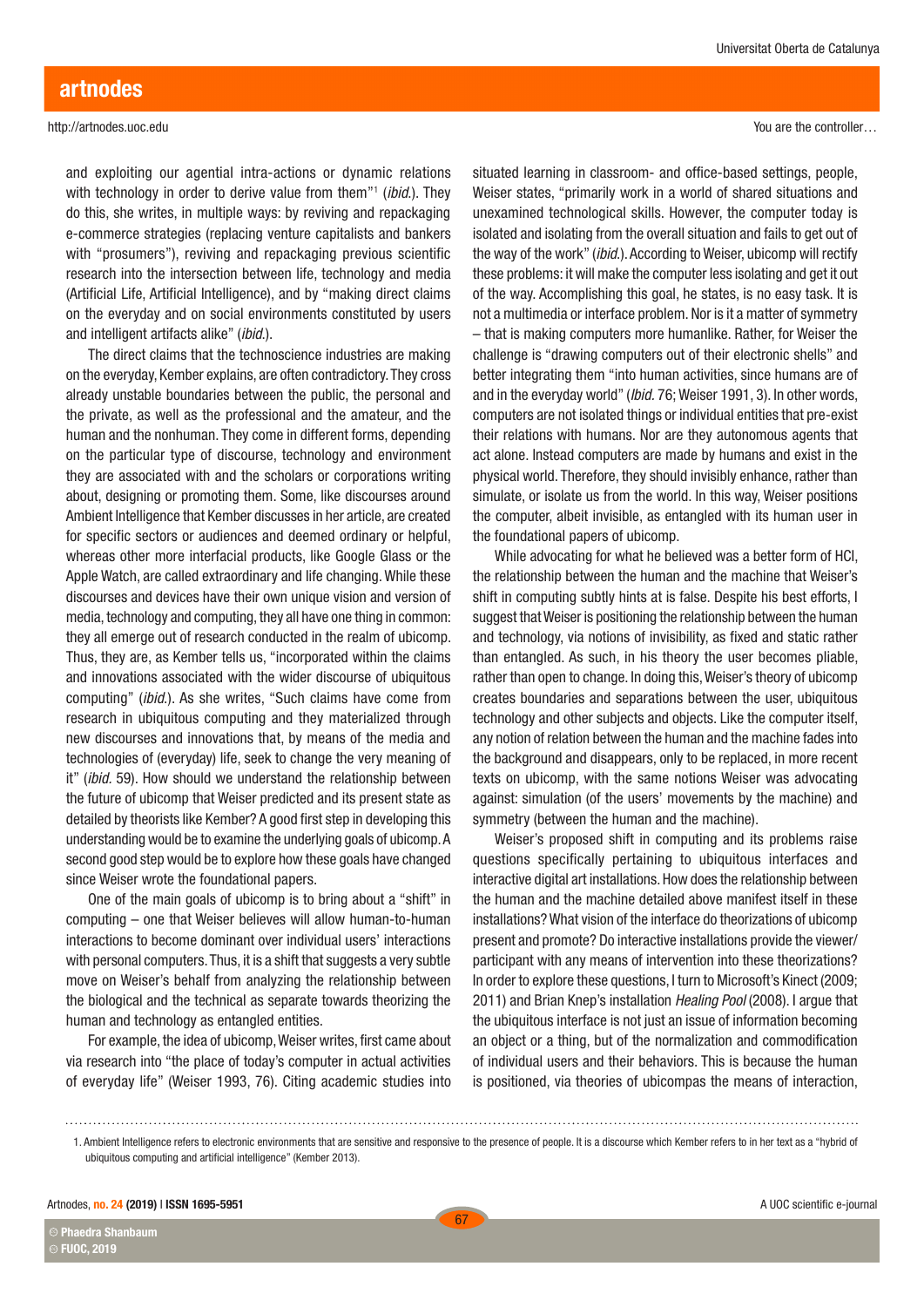and exploiting our agential intra-actions or dynamic relations with technology in order to derive value from them"[1] (*ibid.*). They do this, she writes, in multiple ways: by reviving and repackaging e-commerce strategies (replacing venture capitalists and bankers with "prosumers"), reviving and repackaging previous scientific research into the intersection between life, technology and media (Artificial Life, Artificial Intelligence), and by "making direct claims on the everyday and on social environments constituted by users and intelligent artifacts alike" (*ibid.*).

The direct claims that the technoscience industries are making on the everyday, Kember explains, are often contradictory. They cross already unstable boundaries between the public, the personal and the private, as well as the professional and the amateur, and the human and the nonhuman. They come in different forms, depending on the particular type of discourse, technology and environment they are associated with and the scholars or corporations writing about, designing or promoting them. Some, like discourses around Ambient Intelligence that Kember discusses in her article, are created for specific sectors or audiences and deemed ordinary or helpful, whereas other more interfacial products, like Google Glass or the Apple Watch, are called extraordinary and life changing. While these discourses and devices have their own unique vision and version of media, technology and computing, they all have one thing in common: they all emerge out of research conducted in the realm of ubicomp. Thus, they are, as Kember tells us, "incorporated within the claims and innovations associated with the wider discourse of ubiquitous computing" (*ibid.*). As she writes, "Such claims have come from research in ubiquitous computing and they materialized through new discourses and innovations that, by means of the media and technologies of (everyday) life, seek to change the very meaning of it" (*ibid.* 59). How should we understand the relationship between the future of ubicomp that Weiser predicted and its present state as detailed by theorists like Kember? A good first step in developing this understanding would be to examine the underlying goals of ubicomp. A second good step would be to explore how these goals have changed since Weiser wrote the foundational papers.

One of the main goals of ubicomp is to bring about a "shift" in computing – one that Weiser believes will allow human-to-human interactions to become dominant over individual users' interactions with personal computers. Thus, it is a shift that suggests a very subtle move on Weiser's behalf from analyzing the relationship between the biological and the technical as separate towards theorizing the human and technology as entangled entities.

For example, the idea of ubicomp, Weiser writes, first came about via research into "the place of today's computer in actual activities of everyday life" (Weiser 1993, 76). Citing academic studies into situated learning in classroom- and office-based settings, people, Weiser states, "primarily work in a world of shared situations and unexamined technological skills. However, the computer today is isolated and isolating from the overall situation and fails to get out of the way of the work" (*ibid.*). According to Weiser, ubicomp will rectify these problems: it will make the computer less isolating and get it out of the way. Accomplishing this goal, he states, is no easy task. It is not a multimedia or interface problem. Nor is it a matter of symmetry – that is making computers more humanlike. Rather, for Weiser the challenge is "drawing computers out of their electronic shells" and better integrating them "into human activities, since humans are of and in the everyday world" (*Ibid.* 76; Weiser 1991, 3). In other words, computers are not isolated things or individual entities that pre-exist their relations with humans. Nor are they autonomous agents that act alone. Instead computers are made by humans and exist in the physical world. Therefore, they should invisibly enhance, rather than simulate, or isolate us from the world. In this way, Weiser positions the computer, albeit invisible, as entangled with its human user in the foundational papers of ubicomp.

While advocating for what he believed was a better form of HCI, the relationship between the human and the machine that Weiser's shift in computing subtly hints at is false. Despite his best efforts, I suggest that Weiser is positioning the relationship between the human and technology, via notions of invisibility, as fixed and static rather than entangled. As such, in his theory the user becomes pliable, rather than open to change. In doing this, Weiser's theory of ubicomp creates boundaries and separations between the user, ubiquitous technology and other subjects and objects. Like the computer itself, any notion of relation between the human and the machine fades into the background and disappears, only to be replaced, in more recent texts on ubicomp, with the same notions Weiser was advocating against: simulation (of the users' movements by the machine) and symmetry (between the human and the machine).

Weiser's proposed shift in computing and its problems raise questions specifically pertaining to ubiquitous interfaces and interactive digital art installations. How does the relationship between the human and the machine detailed above manifest itself in these installations? What vision of the interface do theorizations of ubicomp present and promote? Do interactive installations provide the viewer/participant with any means of intervention into these theorizations? In order to explore these questions, I turn to Microsoft's Kinect (2009; 2011) and Brian Knep's installation *Healing Pool* (2008). I argue that the ubiquitous interface is not just an issue of information becoming an object or a thing, but of the normalization and commodification of individual users and their behaviors. This is because the human is positioned, via theories of ubicompas the means of interaction,

---

1. Ambient Intelligence refers to electronic environments that are sensitive and responsive to the presence of people. It is a discourse which Kember refers to in her text as a "hybrid of ubiquitous computing and artificial intelligence" (Kember 2013).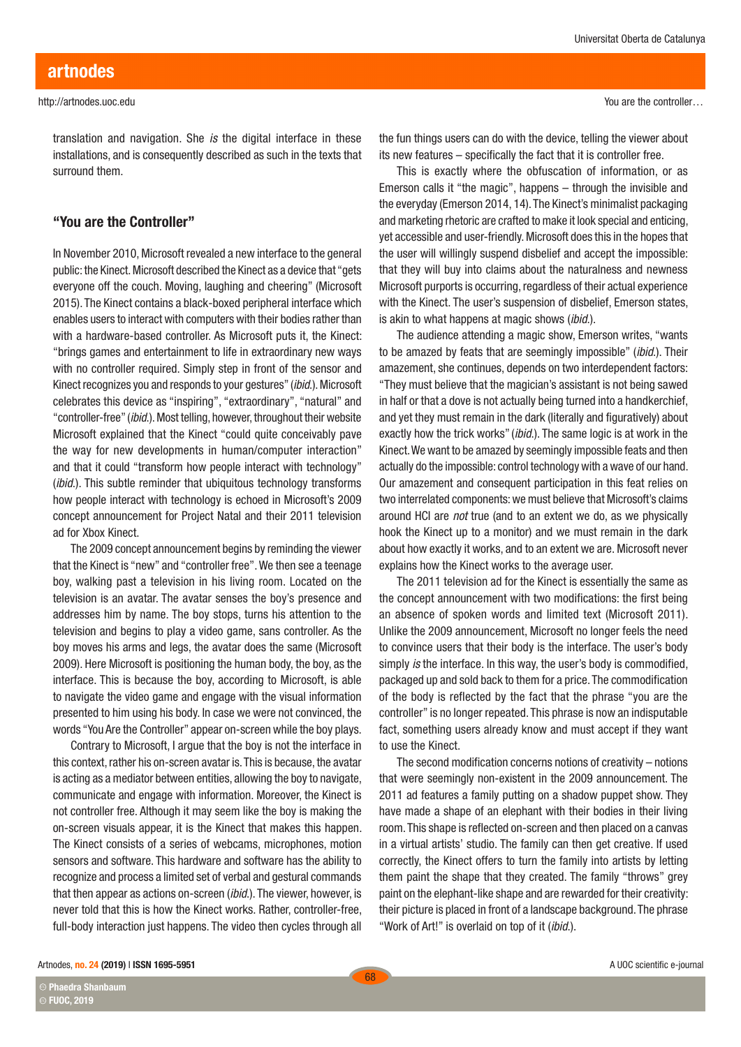translation and navigation. She *is* the digital interface in these installations, and is consequently described as such in the texts that surround them.

## "You are the Controller"

In November 2010, Microsoft revealed a new interface to the general public: the Kinect. Microsoft described the Kinect as a device that "gets everyone off the couch. Moving, laughing and cheering" (Microsoft 2015). The Kinect contains a black-boxed peripheral interface which enables users to interact with computers with their bodies rather than with a hardware-based controller. As Microsoft puts it, the Kinect: "brings games and entertainment to life in extraordinary new ways with no controller required. Simply step in front of the sensor and Kinect recognizes you and responds to your gestures" (*ibid.*). Microsoft celebrates this device as "inspiring", "extraordinary", "natural" and "controller-free" (*ibid.*). Most telling, however, throughout their website Microsoft explained that the Kinect "could quite conceivably pave the way for new developments in human/computer interaction" and that it could "transform how people interact with technology" (*ibid.*). This subtle reminder that ubiquitous technology transforms how people interact with technology is echoed in Microsoft's 2009 concept announcement for Project Natal and their 2011 television ad for Xbox Kinect.

The 2009 concept announcement begins by reminding the viewer that the Kinect is "new" and "controller free". We then see a teenage boy, walking past a television in his living room. Located on the television is an avatar. The avatar senses the boy's presence and addresses him by name. The boy stops, turns his attention to the television and begins to play a video game, sans controller. As the boy moves his arms and legs, the avatar does the same (Microsoft 2009). Here Microsoft is positioning the human body, the boy, as the interface. This is because the boy, according to Microsoft, is able to navigate the video game and engage with the visual information presented to him using his body. In case we were not convinced, the words "You Are the Controller" appear on-screen while the boy plays.

Contrary to Microsoft, I argue that the boy is not the interface in this context, rather his on-screen avatar is. This is because, the avatar is acting as a mediator between entities, allowing the boy to navigate, communicate and engage with information. Moreover, the Kinect is not controller free. Although it may seem like the boy is making the on-screen visuals appear, it is the Kinect that makes this happen. The Kinect consists of a series of webcams, microphones, motion sensors and software. This hardware and software has the ability to recognize and process a limited set of verbal and gestural commands that then appear as actions on-screen (*ibid.*). The viewer, however, is never told that this is how the Kinect works. Rather, controller-free, full-body interaction just happens. The video then cycles through all the fun things users can do with the device, telling the viewer about its new features – specifically the fact that it is controller free.

This is exactly where the obfuscation of information, or as Emerson calls it "the magic", happens – through the invisible and the everyday (Emerson 2014, 14). The Kinect's minimalist packaging and marketing rhetoric are crafted to make it look special and enticing, yet accessible and user-friendly. Microsoft does this in the hopes that the user will willingly suspend disbelief and accept the impossible: that they will buy into claims about the naturalness and newness Microsoft purports is occurring, regardless of their actual experience with the Kinect. The user's suspension of disbelief, Emerson states, is akin to what happens at magic shows (*ibid.*).

The audience attending a magic show, Emerson writes, "wants to be amazed by feats that are seemingly impossible" (*ibid.*). Their amazement, she continues, depends on two interdependent factors: "They must believe that the magician's assistant is not being sawed in half or that a dove is not actually being turned into a handkerchief, and yet they must remain in the dark (literally and figuratively) about exactly how the trick works" (*ibid.*). The same logic is at work in the Kinect. We want to be amazed by seemingly impossible feats and then actually do the impossible: control technology with a wave of our hand. Our amazement and consequent participation in this feat relies on two interrelated components: we must believe that Microsoft's claims around HCI are *not* true (and to an extent we do, as we physically hook the Kinect up to a monitor) and we must remain in the dark about how exactly it works, and to an extent we are. Microsoft never explains how the Kinect works to the average user.

The 2011 television ad for the Kinect is essentially the same as the concept announcement with two modifications: the first being an absence of spoken words and limited text (Microsoft 2011). Unlike the 2009 announcement, Microsoft no longer feels the need to convince users that their body is the interface. The user's body simply *is* the interface. In this way, the user's body is commodified, packaged up and sold back to them for a price. The commodification of the body is reflected by the fact that the phrase "you are the controller" is no longer repeated. This phrase is now an indisputable fact, something users already know and must accept if they want to use the Kinect.

The second modification concerns notions of creativity – notions that were seemingly non-existent in the 2009 announcement. The 2011 ad features a family putting on a shadow puppet show. They have made a shape of an elephant with their bodies in their living room. This shape is reflected on-screen and then placed on a canvas in a virtual artists' studio. The family can then get creative. If used correctly, the Kinect offers to turn the family into artists by letting them paint the shape that they created. The family "throws" grey paint on the elephant-like shape and are rewarded for their creativity: their picture is placed in front of a landscape background. The phrase "Work of Art!" is overlaid on top of it (*ibid.*).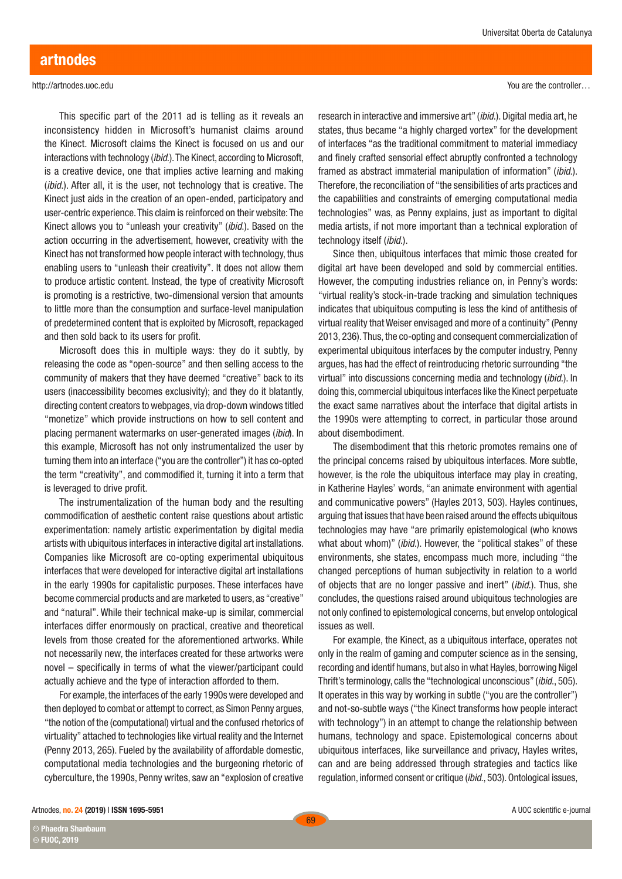This specific part of the 2011 ad is telling as it reveals an inconsistency hidden in Microsoft's humanist claims around the Kinect. Microsoft claims the Kinect is focused on us and our interactions with technology (*ibid.*). The Kinect, according to Microsoft, is a creative device, one that implies active learning and making (*ibid.*). After all, it is the user, not technology that is creative. The Kinect just aids in the creation of an open-ended, participatory and user-centric experience. This claim is reinforced on their website: The Kinect allows you to "unleash your creativity" (*ibid.*). Based on the action occurring in the advertisement, however, creativity with the Kinect has not transformed how people interact with technology, thus enabling users to "unleash their creativity". It does not allow them to produce artistic content. Instead, the type of creativity Microsoft is promoting is a restrictive, two-dimensional version that amounts to little more than the consumption and surface-level manipulation of predetermined content that is exploited by Microsoft, repackaged and then sold back to its users for profit.

Microsoft does this in multiple ways: they do it subtly, by releasing the code as "open-source" and then selling access to the community of makers that they have deemed "creative" back to its users (inaccessibility becomes exclusivity); and they do it blatantly, directing content creators to webpages, via drop-down windows titled "monetize" which provide instructions on how to sell content and placing permanent watermarks on user-generated images (*ibid*). In this example, Microsoft has not only instrumentalized the user by turning them into an interface ("you are the controller") it has co-opted the term "creativity", and commodified it, turning it into a term that is leveraged to drive profit.

The instrumentalization of the human body and the resulting commodification of aesthetic content raise questions about artistic experimentation: namely artistic experimentation by digital media artists with ubiquitous interfaces in interactive digital art installations. Companies like Microsoft are co-opting experimental ubiquitous interfaces that were developed for interactive digital art installations in the early 1990s for capitalistic purposes. These interfaces have become commercial products and are marketed to users, as "creative" and "natural". While their technical make-up is similar, commercial interfaces differ enormously on practical, creative and theoretical levels from those created for the aforementioned artworks. While not necessarily new, the interfaces created for these artworks were novel – specifically in terms of what the viewer/participant could actually achieve and the type of interaction afforded to them.

For example, the interfaces of the early 1990s were developed and then deployed to combat or attempt to correct, as Simon Penny argues, "the notion of the (computational) virtual and the confused rhetorics of virtuality" attached to technologies like virtual reality and the Internet (Penny 2013, 265). Fueled by the availability of affordable domestic, computational media technologies and the burgeoning rhetoric of cyberculture, the 1990s, Penny writes, saw an "explosion of creative research in interactive and immersive art" (*ibid.*). Digital media art, he states, thus became "a highly charged vortex" for the development of interfaces "as the traditional commitment to material immediacy and finely crafted sensorial effect abruptly confronted a technology framed as abstract immaterial manipulation of information" (*ibid.*). Therefore, the reconciliation of "the sensibilities of arts practices and the capabilities and constraints of emerging computational media technologies" was, as Penny explains, just as important to digital media artists, if not more important than a technical exploration of technology itself (*ibid.*).

Since then, ubiquitous interfaces that mimic those created for digital art have been developed and sold by commercial entities. However, the computing industries reliance on, in Penny's words: "virtual reality's stock-in-trade tracking and simulation techniques indicates that ubiquitous computing is less the kind of antithesis of virtual reality that Weiser envisaged and more of a continuity" (Penny 2013, 236). Thus, the co-opting and consequent commercialization of experimental ubiquitous interfaces by the computer industry, Penny argues, has had the effect of reintroducing rhetoric surrounding "the virtual" into discussions concerning media and technology (*ibid.*). In doing this, commercial ubiquitous interfaces like the Kinect perpetuate the exact same narratives about the interface that digital artists in the 1990s were attempting to correct, in particular those around about disembodiment.

The disembodiment that this rhetoric promotes remains one of the principal concerns raised by ubiquitous interfaces. More subtle, however, is the role the ubiquitous interface may play in creating, in Katherine Hayles' words, "an animate environment with agential and communicative powers" (Hayles 2013, 503). Hayles continues, arguing that issues that have been raised around the effects ubiquitous technologies may have "are primarily epistemological (who knows what about whom)" (*ibid.*). However, the "political stakes" of these environments, she states, encompass much more, including "the changed perceptions of human subjectivity in relation to a world of objects that are no longer passive and inert" (*ibid.*). Thus, she concludes, the questions raised around ubiquitous technologies are not only confined to epistemological concerns, but envelop ontological issues as well.

For example, the Kinect, as a ubiquitous interface, operates not only in the realm of gaming and computer science as in the sensing, recording and identif humans, but also in what Hayles, borrowing Nigel Thrift's terminology, calls the "technological unconscious" (*ibid.*, 505). It operates in this way by working in subtle ("you are the controller") and not-so-subtle ways ("the Kinect transforms how people interact with technology") in an attempt to change the relationship between humans, technology and space. Epistemological concerns about ubiquitous interfaces, like surveillance and privacy, Hayles writes, can and are being addressed through strategies and tactics like regulation, informed consent or critique (*ibid.*, 503). Ontological issues,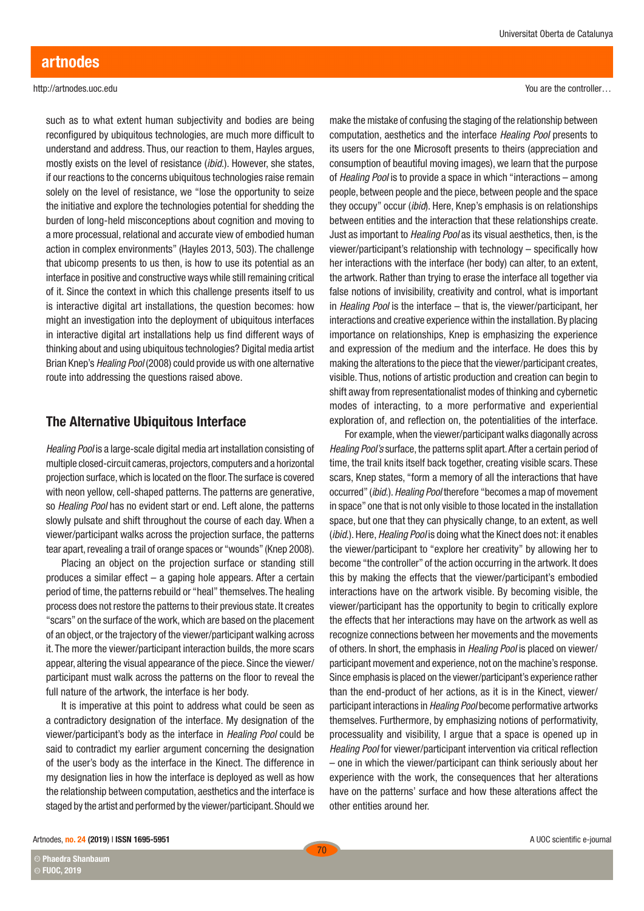such as to what extent human subjectivity and bodies are being reconfigured by ubiquitous technologies, are much more difficult to understand and address. Thus, our reaction to them, Hayles argues, mostly exists on the level of resistance (*ibid.*). However, she states, if our reactions to the concerns ubiquitous technologies raise remain solely on the level of resistance, we "lose the opportunity to seize the initiative and explore the technologies potential for shedding the burden of long-held misconceptions about cognition and moving to a more processual, relational and accurate view of embodied human action in complex environments" (Hayles 2013, 503). The challenge that ubicomp presents to us then, is how to use its potential as an interface in positive and constructive ways while still remaining critical of it. Since the context in which this challenge presents itself to us is interactive digital art installations, the question becomes: how might an investigation into the deployment of ubiquitous interfaces in interactive digital art installations help us find different ways of thinking about and using ubiquitous technologies? Digital media artist Brian Knep's *Healing Pool* (2008) could provide us with one alternative route into addressing the questions raised above.

## The Alternative Ubiquitous Interface

*Healing Pool* is a large-scale digital media art installation consisting of multiple closed-circuit cameras, projectors, computers and a horizontal projection surface, which is located on the floor. The surface is covered with neon yellow, cell-shaped patterns. The patterns are generative, so *Healing Pool* has no evident start or end. Left alone, the patterns slowly pulsate and shift throughout the course of each day. When a viewer/participant walks across the projection surface, the patterns tear apart, revealing a trail of orange spaces or "wounds" (Knep 2008).

Placing an object on the projection surface or standing still produces a similar effect – a gaping hole appears. After a certain period of time, the patterns rebuild or "heal" themselves. The healing process does not restore the patterns to their previous state. It creates "scars" on the surface of the work, which are based on the placement of an object, or the trajectory of the viewer/participant walking across it. The more the viewer/participant interaction builds, the more scars appear, altering the visual appearance of the piece. Since the viewer/participant must walk across the patterns on the floor to reveal the full nature of the artwork, the interface is her body.

It is imperative at this point to address what could be seen as a contradictory designation of the interface. My designation of the viewer/participant's body as the interface in *Healing Pool* could be said to contradict my earlier argument concerning the designation of the user's body as the interface in the Kinect. The difference in my designation lies in how the interface is deployed as well as how the relationship between computation, aesthetics and the interface is staged by the artist and performed by the viewer/participant. Should we make the mistake of confusing the staging of the relationship between computation, aesthetics and the interface *Healing Pool* presents to its users for the one Microsoft presents to theirs (appreciation and consumption of beautiful moving images), we learn that the purpose of *Healing Pool* is to provide a space in which "interactions – among people, between people and the piece, between people and the space they occupy" occur (*ibid*). Here, Knep's emphasis is on relationships between entities and the interaction that these relationships create. Just as important to *Healing Pool* as its visual aesthetics, then, is the viewer/participant's relationship with technology – specifically how her interactions with the interface (her body) can alter, to an extent, the artwork. Rather than trying to erase the interface all together via false notions of invisibility, creativity and control, what is important in *Healing Pool* is the interface – that is, the viewer/participant, her interactions and creative experience within the installation. By placing importance on relationships, Knep is emphasizing the experience and expression of the medium and the interface. He does this by making the alterations to the piece that the viewer/participant creates, visible. Thus, notions of artistic production and creation can begin to shift away from representationalist modes of thinking and cybernetic modes of interacting, to a more performative and experiential exploration of, and reflection on, the potentialities of the interface.

For example, when the viewer/participant walks diagonally across *Healing Pool's* surface, the patterns split apart. After a certain period of time, the trail knits itself back together, creating visible scars. These scars, Knep states, "form a memory of all the interactions that have occurred" (*ibid.*). *Healing Pool* therefore "becomes a map of movement in space" one that is not only visible to those located in the installation space, but one that they can physically change, to an extent, as well (*ibid.*). Here, *Healing Pool* is doing what the Kinect does not: it enables the viewer/participant to "explore her creativity" by allowing her to become "the controller" of the action occurring in the artwork. It does this by making the effects that the viewer/participant's embodied interactions have on the artwork visible. By becoming visible, the viewer/participant has the opportunity to begin to critically explore the effects that her interactions may have on the artwork as well as recognize connections between her movements and the movements of others. In short, the emphasis in *Healing Pool* is placed on viewer/participant movement and experience, not on the machine's response. Since emphasis is placed on the viewer/participant's experience rather than the end-product of her actions, as it is in the Kinect, viewer/participant interactions in *Healing Pool* become performative artworks themselves. Furthermore, by emphasizing notions of performativity, processuality and visibility, I argue that a space is opened up in *Healing Pool* for viewer/participant intervention via critical reflection – one in which the viewer/participant can think seriously about her experience with the work, the consequences that her alterations have on the patterns' surface and how these alterations affect the other entities around her.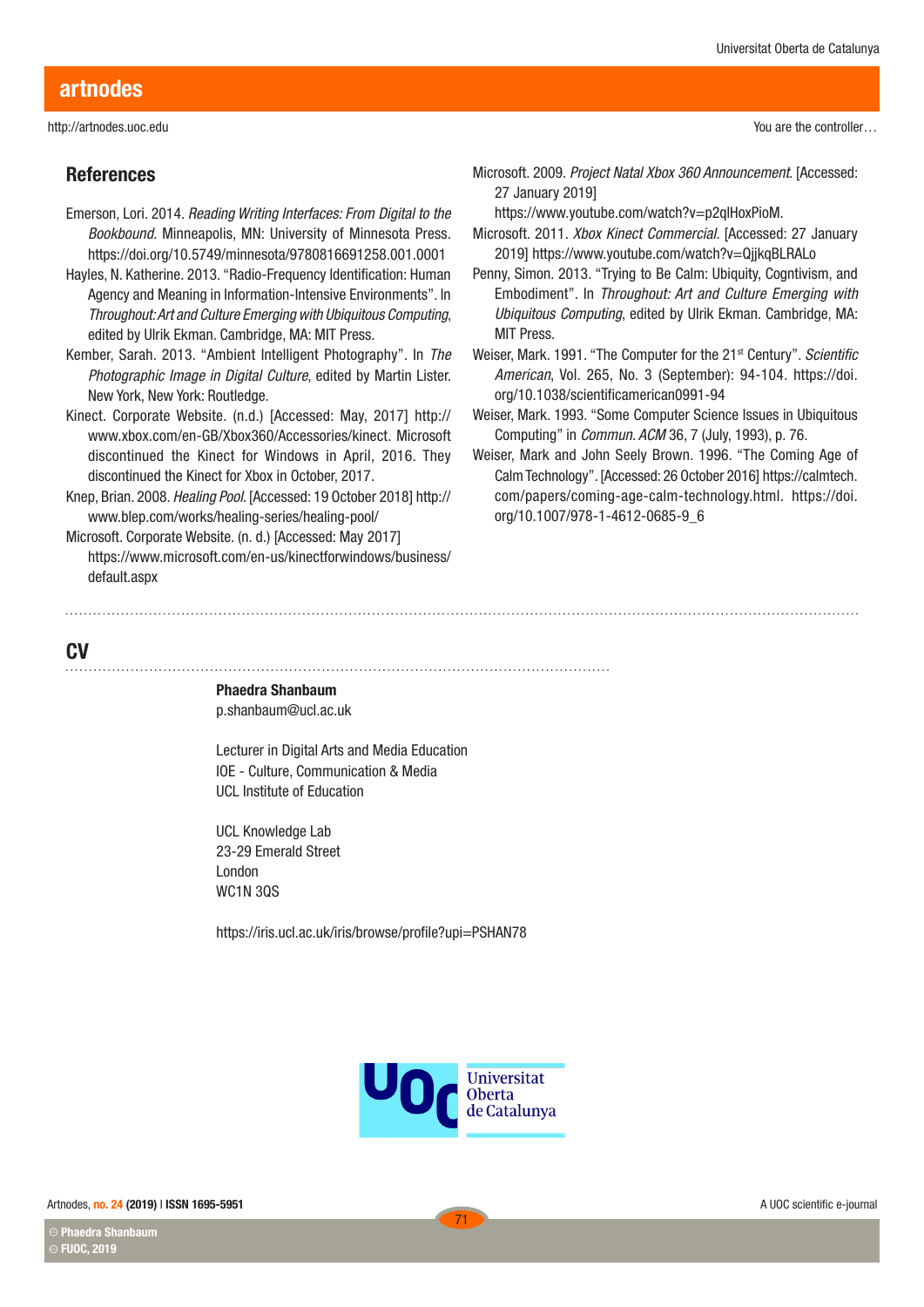## References

Emerson, Lori. 2014. *Reading Writing Interfaces: From Digital to the Bookbound.* Minneapolis, MN: University of Minnesota Press. https://doi.org/10.5749/minnesota/9780816691258.001.0001

Hayles, N. Katherine. 2013. "Radio-Frequency Identification: Human Agency and Meaning in Information-Intensive Environments". In *Throughout: Art and Culture Emerging with Ubiquitous Computing*, edited by Ulrik Ekman. Cambridge, MA: MIT Press.

Kember, Sarah. 2013. "Ambient Intelligent Photography". In *The Photographic Image in Digital Culture*, edited by Martin Lister. New York, New York: Routledge.

Kinect. Corporate Website. (n.d.) [Accessed: May, 2017] http://www.xbox.com/en-GB/Xbox360/Accessories/kinect. Microsoft discontinued the Kinect for Windows in April, 2016. They discontinued the Kinect for Xbox in October, 2017.

Knep, Brian. 2008. *Healing Pool.* [Accessed: 19 October 2018] http://www.blep.com/works/healing-series/healing-pool/

Microsoft. Corporate Website. (n. d.) [Accessed: May 2017] https://www.microsoft.com/en-us/kinectforwindows/business/default.aspx

Microsoft. 2009. *Project Natal Xbox 360 Announcement.* [Accessed: 27 January 2019] https://www.youtube.com/watch?v=p2qlHoxPioM.

Microsoft. 2011. *Xbox Kinect Commercial.* [Accessed: 27 January 2019] https://www.youtube.com/watch?v=QjjkqBLRALo

Penny, Simon. 2013. "Trying to Be Calm: Ubiquity, Cogntivism, and Embodiment". In *Throughout: Art and Culture Emerging with Ubiquitous Computing*, edited by Ulrik Ekman. Cambridge, MA: MIT Press.

Weiser, Mark. 1991. "The Computer for the 21st Century". *Scientific American*, Vol. 265, No. 3 (September): 94-104. https://doi.org/10.1038/scientificamerican0991-94

Weiser, Mark. 1993. "Some Computer Science Issues in Ubiquitous Computing" in *Commun. ACM* 36, 7 (July, 1993), p. 76.

Weiser, Mark and John Seely Brown. 1996. "The Coming Age of Calm Technology". [Accessed: 26 October 2016] https://calmtech.com/papers/coming-age-calm-technology.html. https://doi.org/10.1007/978-1-4612-0685-9_6

## CV

**Phaedra Shanbaum**
p.shanbaum@ucl.ac.uk

Lecturer in Digital Arts and Media Education
IOE - Culture, Communication & Media
UCL Institute of Education

UCL Knowledge Lab
23-29 Emerald Street
London
WC1N 3QS

https://iris.ucl.ac.uk/iris/browse/profile?upi=PSHAN78